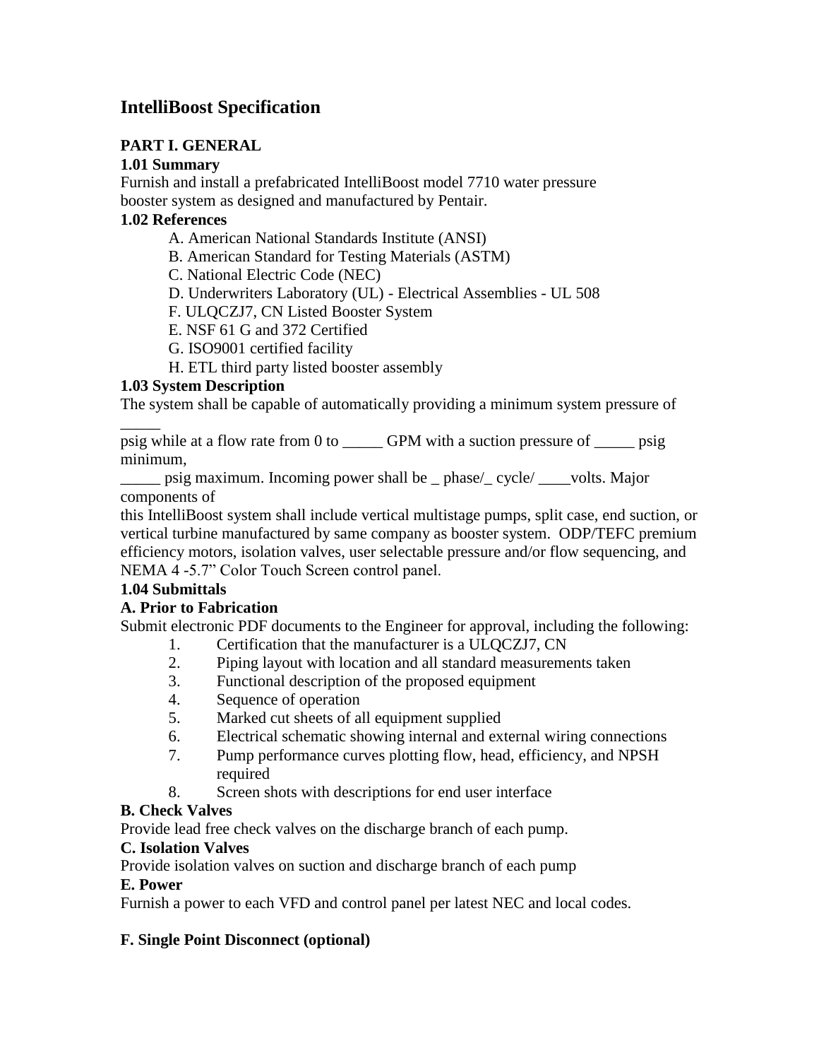# IntelliBoost Specification

## PART I. GENERAL

### 1.01 Summary

Furnish and install a prefabricated IntelliBoost model 7710 water pressure booster system as designed and manufactured by Pentair.

### 1.02 References

A. American National Standards Institute (ANSI)

B. American Standard for Testing Materials (ASTM)

C. National Electric Code (NEC)

D. Underwriters Laboratory (UL) - Electrical Assemblies - UL 508

F. ULQCZJ7, CN Listed Booster System

E. NSF 61 G and 372 Certified

G. ISO9001 certified facility

H. ETL third party listed booster assembly

### 1.03 System Description

The system shall be capable of automatically providing a minimum system pressure of _____ psig while at a flow rate from 0 to _____ GPM with a suction pressure of _____ psig minimum, _____ psig maximum. Incoming power shall be _ phase/_ cycle/ ____volts. Major components of this IntelliBoost system shall include vertical multistage pumps, split case, end suction, or vertical turbine manufactured by same company as booster system. ODP/TEFC premium efficiency motors, isolation valves, user selectable pressure and/or flow sequencing, and NEMA 4 -5.7" Color Touch Screen control panel.

### 1.04 Submittals

**A. Prior to Fabrication**

Submit electronic PDF documents to the Engineer for approval, including the following:

1. Certification that the manufacturer is a ULQCZJ7, CN
2. Piping layout with location and all standard measurements taken
3. Functional description of the proposed equipment
4. Sequence of operation
5. Marked cut sheets of all equipment supplied
6. Electrical schematic showing internal and external wiring connections
7. Pump performance curves plotting flow, head, efficiency, and NPSH required
8. Screen shots with descriptions for end user interface

**B. Check Valves**

Provide lead free check valves on the discharge branch of each pump.

**C. Isolation Valves**

Provide isolation valves on suction and discharge branch of each pump

**E. Power**

Furnish a power to each VFD and control panel per latest NEC and local codes.

**F. Single Point Disconnect (optional)**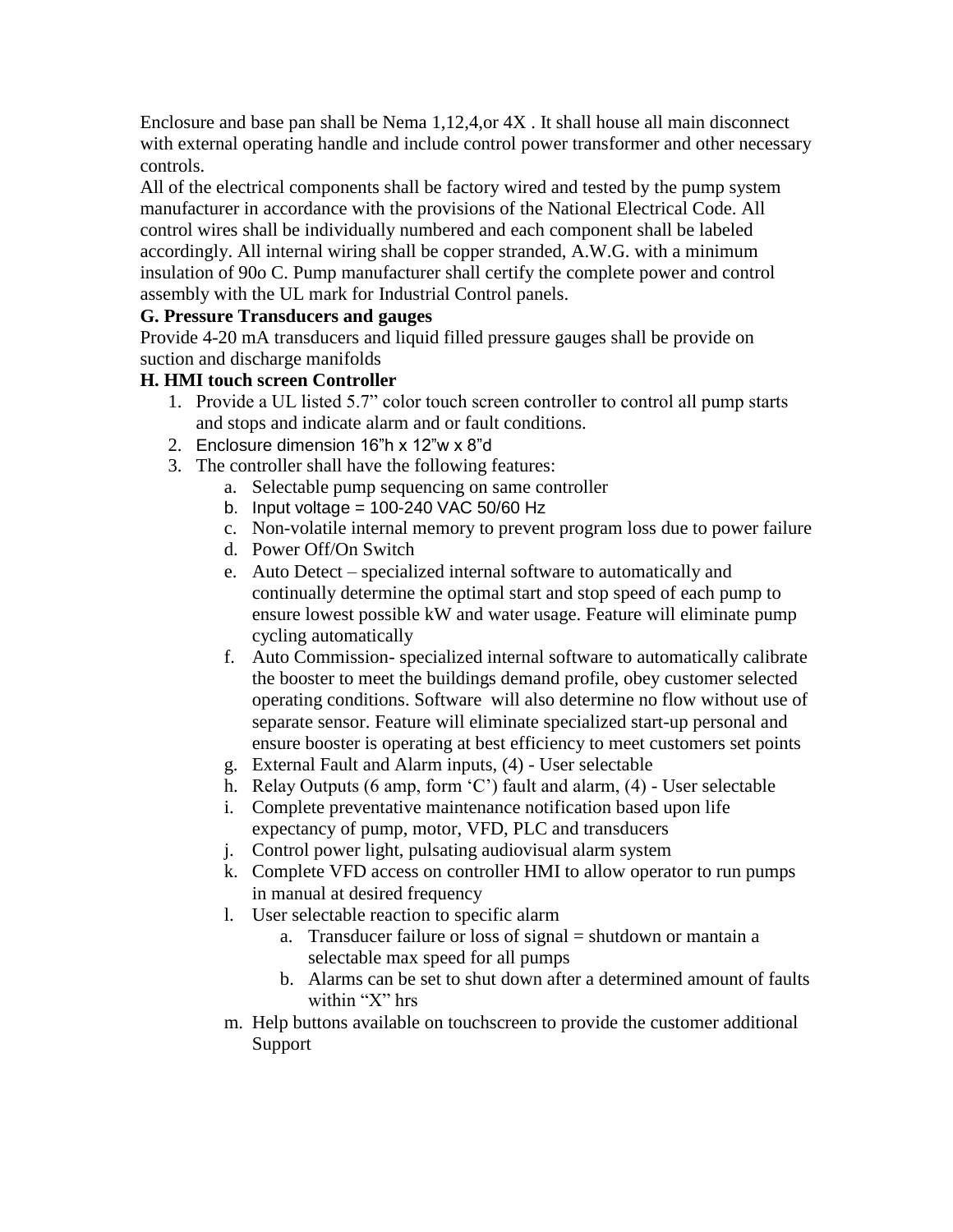Enclosure and base pan shall be Nema 1,12,4,or 4X . It shall house all main disconnect with external operating handle and include control power transformer and other necessary controls.

All of the electrical components shall be factory wired and tested by the pump system manufacturer in accordance with the provisions of the National Electrical Code. All control wires shall be individually numbered and each component shall be labeled accordingly. All internal wiring shall be copper stranded, A.W.G. with a minimum insulation of 90o C. Pump manufacturer shall certify the complete power and control assembly with the UL mark for Industrial Control panels.

**G. Pressure Transducers and gauges**

Provide 4-20 mA transducers and liquid filled pressure gauges shall be provide on suction and discharge manifolds

**H. HMI touch screen Controller**

1. Provide a UL listed 5.7" color touch screen controller to control all pump starts and stops and indicate alarm and or fault conditions.
2. Enclosure dimension 16"h x 12"w x 8"d
3. The controller shall have the following features:
   a. Selectable pump sequencing on same controller
   b. Input voltage = 100-240 VAC 50/60 Hz
   c. Non-volatile internal memory to prevent program loss due to power failure
   d. Power Off/On Switch
   e. Auto Detect – specialized internal software to automatically and continually determine the optimal start and stop speed of each pump to ensure lowest possible kW and water usage. Feature will eliminate pump cycling automatically
   f. Auto Commission- specialized internal software to automatically calibrate the booster to meet the buildings demand profile, obey customer selected operating conditions. Software will also determine no flow without use of separate sensor. Feature will eliminate specialized start-up personal and ensure booster is operating at best efficiency to meet customers set points
   g. External Fault and Alarm inputs, (4) - User selectable
   h. Relay Outputs (6 amp, form 'C') fault and alarm, (4) - User selectable
   i. Complete preventative maintenance notification based upon life expectancy of pump, motor, VFD, PLC and transducers
   j. Control power light, pulsating audiovisual alarm system
   k. Complete VFD access on controller HMI to allow operator to run pumps in manual at desired frequency
   l. User selectable reaction to specific alarm
      a. Transducer failure or loss of signal = shutdown or mantain a selectable max speed for all pumps
      b. Alarms can be set to shut down after a determined amount of faults within "X" hrs
   m. Help buttons available on touchscreen to provide the customer additional Support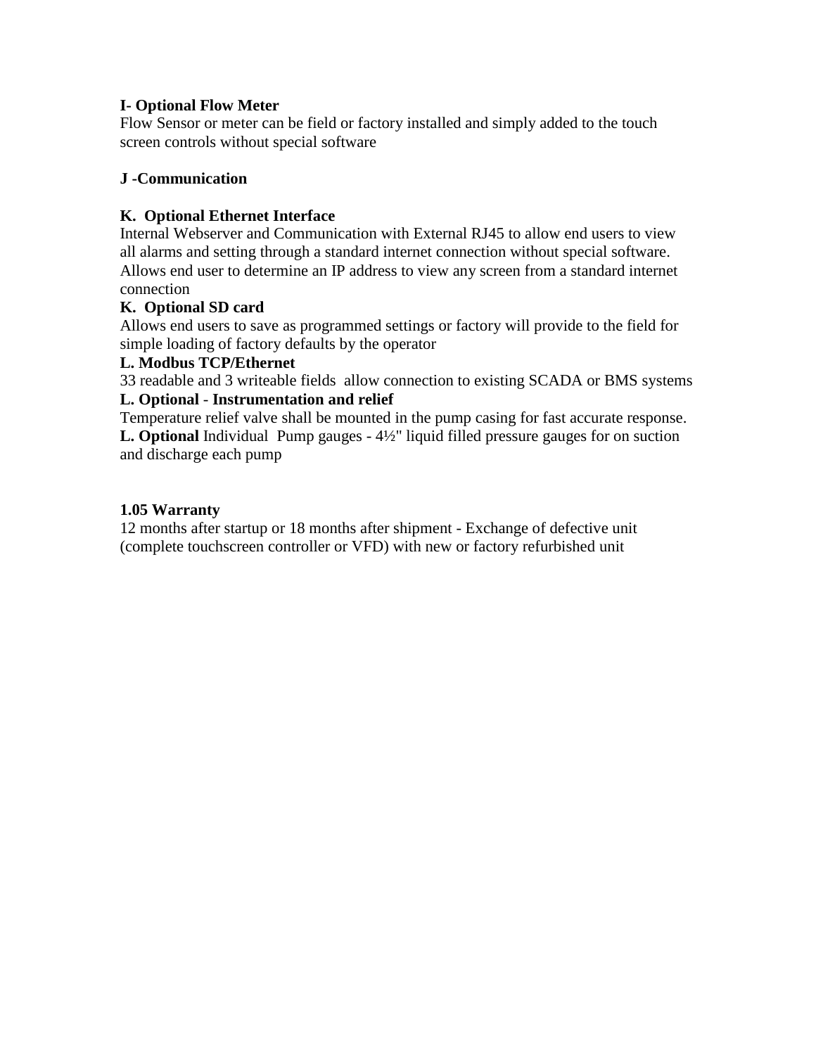**I- Optional Flow Meter**
Flow Sensor or meter can be field or factory installed and simply added to the touch screen controls without special software

**J -Communication**

**K. Optional Ethernet Interface**
Internal Webserver and Communication with External RJ45 to allow end users to view all alarms and setting through a standard internet connection without special software. Allows end user to determine an IP address to view any screen from a standard internet connection
**K. Optional SD card**
Allows end users to save as programmed settings or factory will provide to the field for simple loading of factory defaults by the operator
**L. Modbus TCP/Ethernet**
33 readable and 3 writeable fields allow connection to existing SCADA or BMS systems
**L. Optional - Instrumentation and relief**
Temperature relief valve shall be mounted in the pump casing for fast accurate response.
**L. Optional** Individual Pump gauges - 4½" liquid filled pressure gauges for on suction and discharge each pump

**1.05 Warranty**
12 months after startup or 18 months after shipment - Exchange of defective unit (complete touchscreen controller or VFD) with new or factory refurbished unit